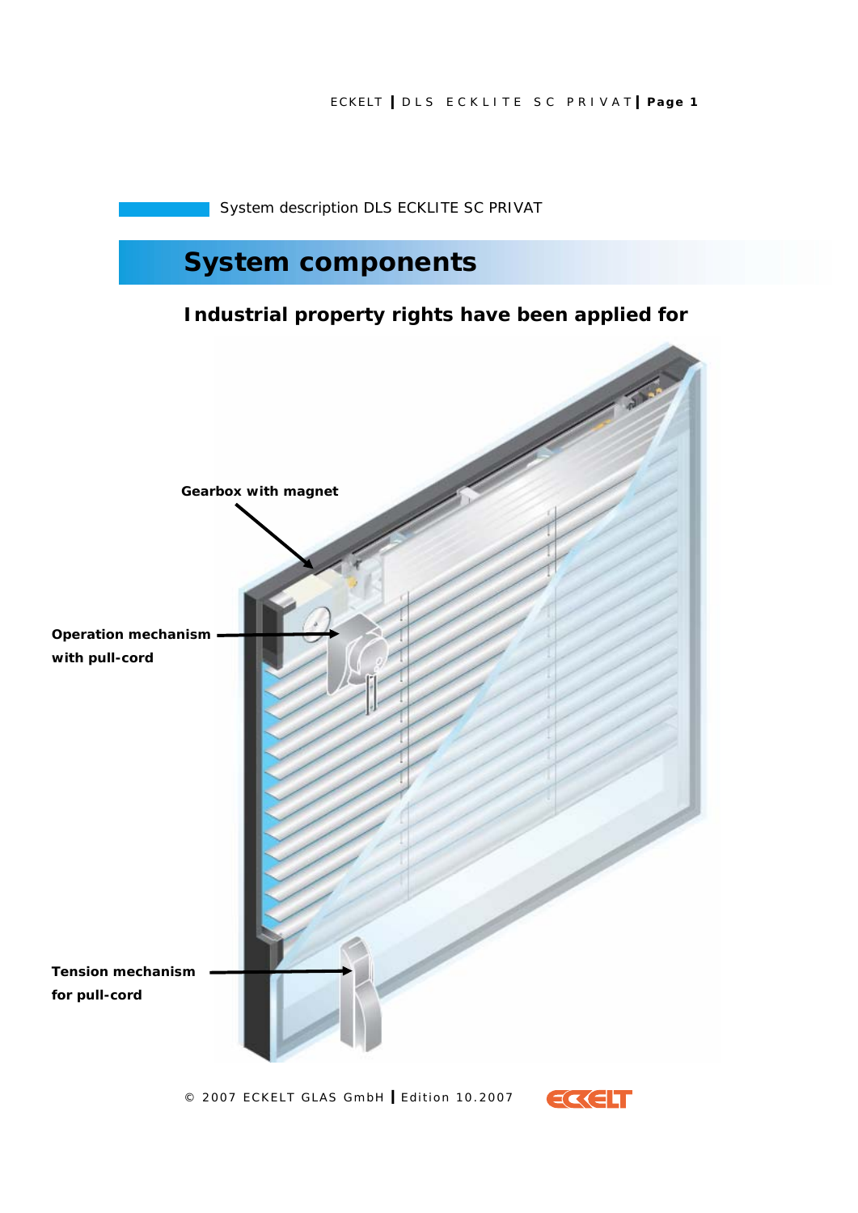System description DLS ECKLITE SC PRIVAT

# System components

## Industrial property rights have been applied for

**Gearbox with magnet**

**Operation mechanism with pull-cord**

**Tension mechanism for pull-cord**

© 2007 ECKELT GLAS GmbH | Edition 10.2007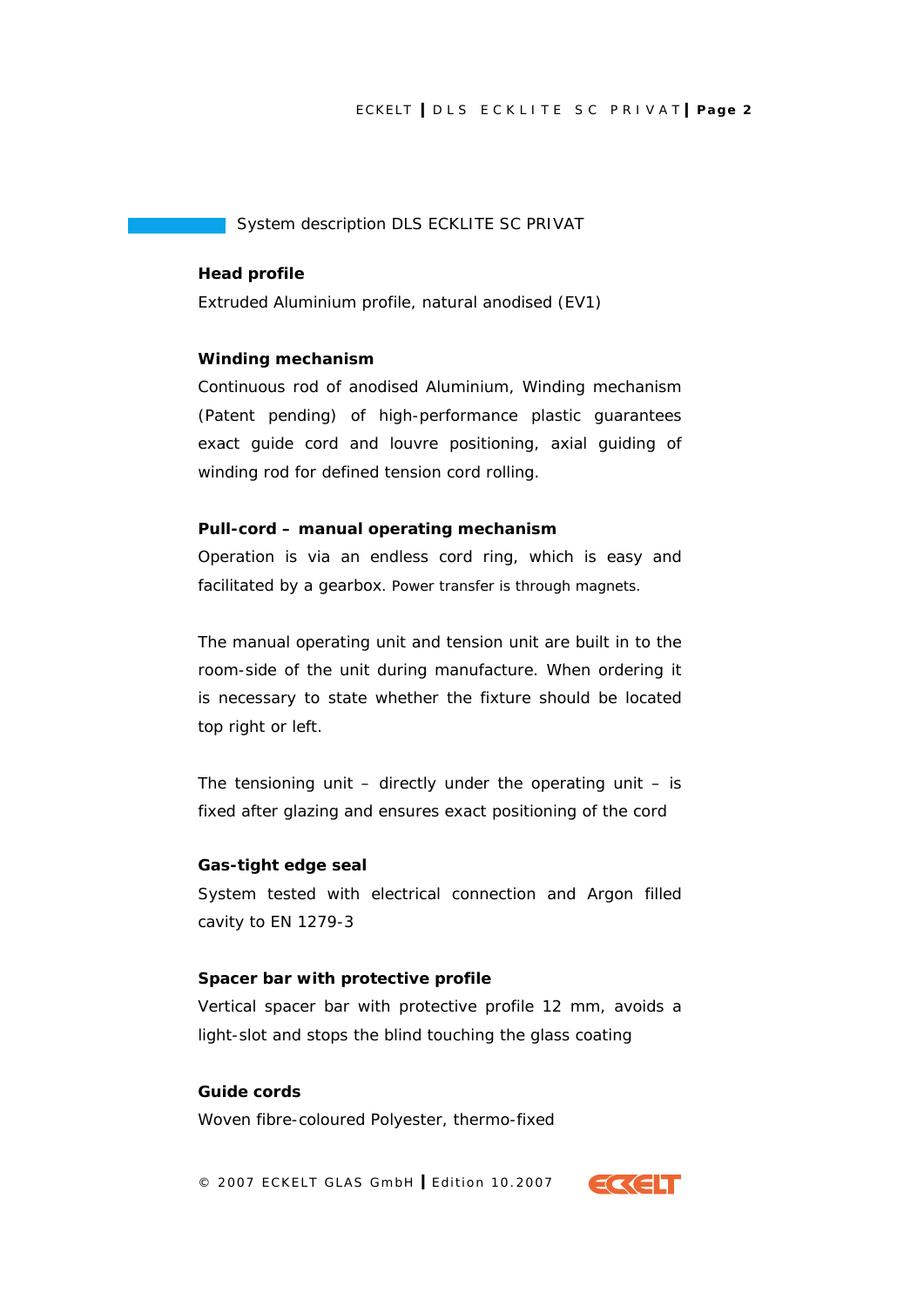## System description DLS ECKLITE SC PRIVAT

**Head profile**

Extruded Aluminium profile, natural anodised (EV1)

**Winding mechanism**

Continuous rod of anodised Aluminium, Winding mechanism (Patent pending) of high-performance plastic guarantees exact guide cord and louvre positioning, axial guiding of winding rod for defined tension cord rolling.

**Pull-cord – manual operating mechanism**

Operation is via an endless cord ring, which is easy and facilitated by a gearbox. Power transfer is through magnets.

The manual operating unit and tension unit are built in to the room-side of the unit during manufacture. When ordering it is necessary to state whether the fixture should be located top right or left.

The tensioning unit – directly under the operating unit – is fixed after glazing and ensures exact positioning of the cord

**Gas-tight edge seal**

System tested with electrical connection and Argon filled cavity to EN 1279-3

**Spacer bar with protective profile**

Vertical spacer bar with protective profile 12 mm, avoids a light-slot and stops the blind touching the glass coating

**Guide cords**

Woven fibre-coloured Polyester, thermo-fixed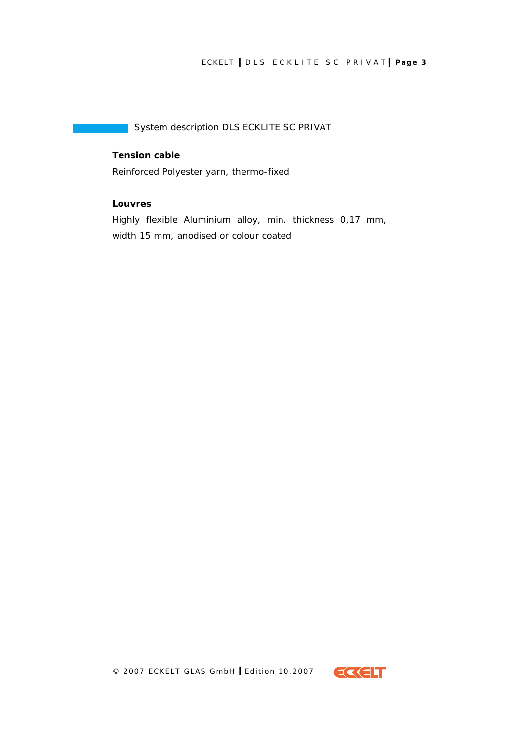## System description DLS ECKLITE SC PRIVAT

**Tension cable**

Reinforced Polyester yarn, thermo-fixed

**Louvres**

Highly flexible Aluminium alloy, min. thickness 0,17 mm, width 15 mm, anodised or colour coated